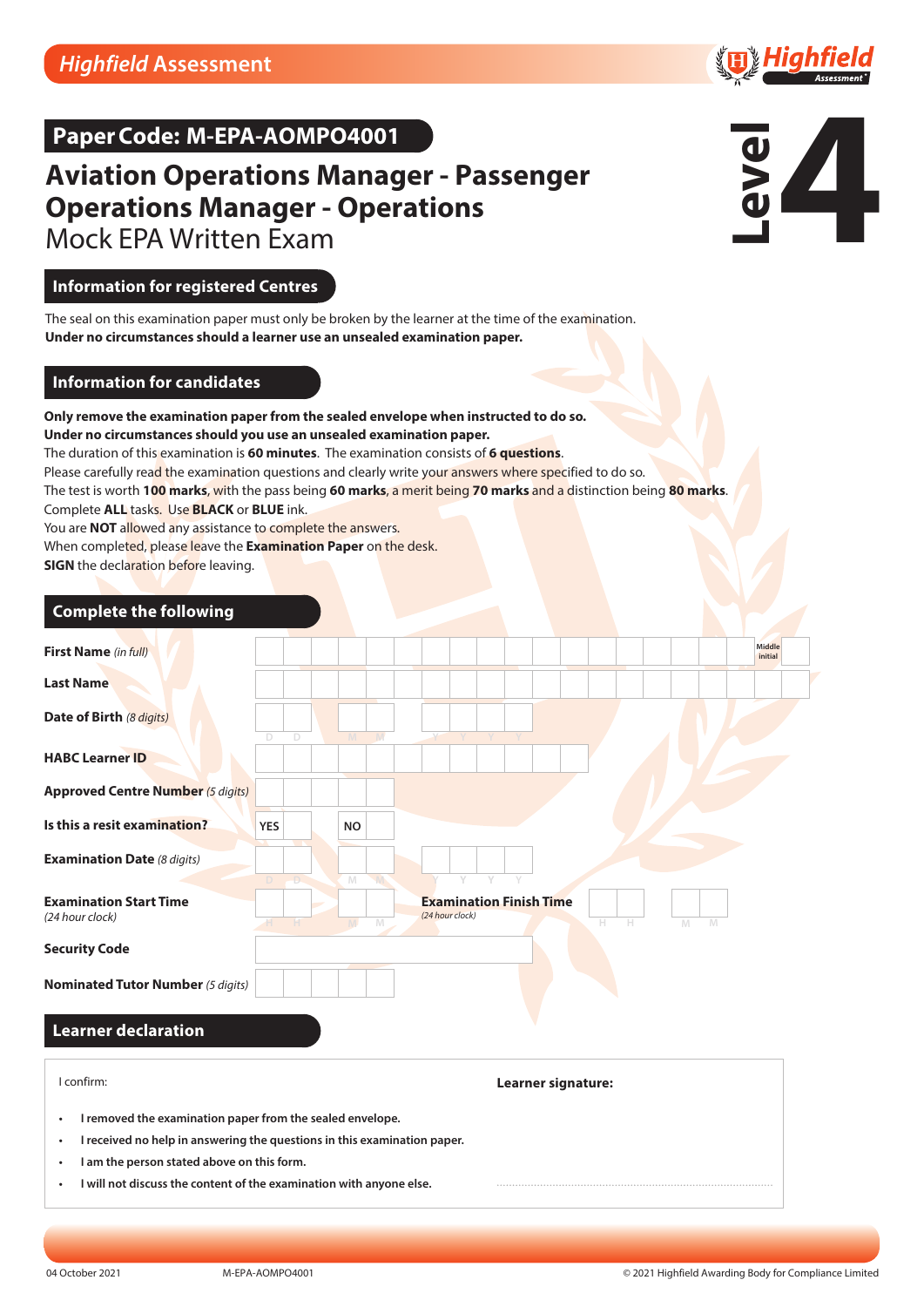Highfield Assessment

## Paper Code: M-EPA-AOMPO4001

# Aviation Operations Manager - Passenger Operations Manager - Operations

Mock EPA Written Exam

**Level 4**

## Information for registered Centres

The seal on this examination paper must only be broken by the learner at the time of the examination.
**Under no circumstances should a learner use an unsealed examination paper.**

## Information for candidates

**Only remove the examination paper from the sealed envelope when instructed to do so.**
**Under no circumstances should you use an unsealed examination paper.**
The duration of this examination is **60 minutes**. The examination consists of **6 questions**.
Please carefully read the examination questions and clearly write your answers where specified to do so.
The test is worth **100 marks**, with the pass being **60 marks**, a merit being **70 marks** and a distinction being **80 marks**.
Complete **ALL** tasks. Use **BLACK** or **BLUE** ink.
You are **NOT** allowed any assistance to complete the answers.
When completed, please leave the **Examination Paper** on the desk.
**SIGN** the declaration before leaving.

## Complete the following

| | |
|---|---|
| **First Name** *(in full)* | Middle initial |
| **Last Name** | |
| **Date of Birth** *(8 digits)* | D D M M Y Y Y Y |
| **HABC Learner ID** | |
| **Approved Centre Number** *(5 digits)* | |
| **Is this a resit examination?** | YES ☐ NO ☐ |
| **Examination Date** *(8 digits)* | D D M M Y Y Y Y |
| **Examination Start Time** *(24 hour clock)* | H H M M |
| **Examination Finish Time** *(24 hour clock)* | H H M M |
| **Security Code** | |
| **Nominated Tutor Number** *(5 digits)* | |

## Learner declaration

I confirm:

- **I removed the examination paper from the sealed envelope.**
- **I received no help in answering the questions in this examination paper.**
- **I am the person stated above on this form.**
- **I will not discuss the content of the examination with anyone else.**

**Learner signature:**

.....................................................................................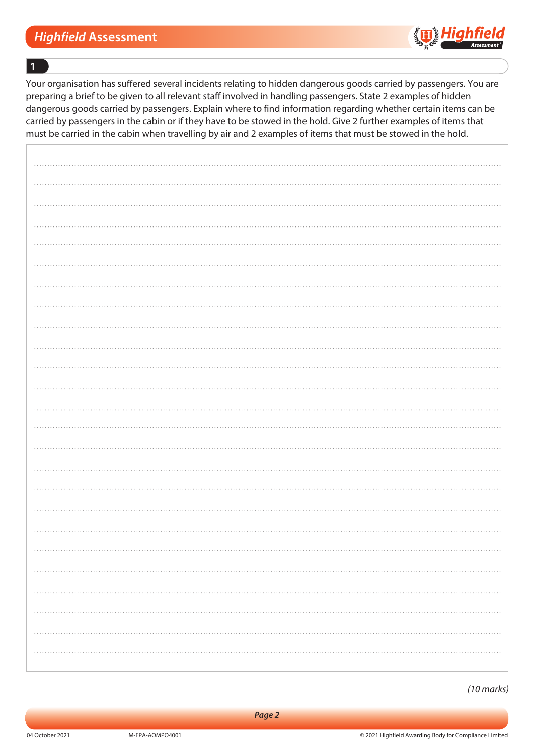**1**

Your organisation has suffered several incidents relating to hidden dangerous goods carried by passengers. You are preparing a brief to be given to all relevant staff involved in handling passengers. State 2 examples of hidden dangerous goods carried by passengers. Explain where to find information regarding whether certain items can be carried by passengers in the cabin or if they have to be stowed in the hold. Give 2 further examples of items that must be carried in the cabin when travelling by air and 2 examples of items that must be stowed in the hold.

*(10 marks)*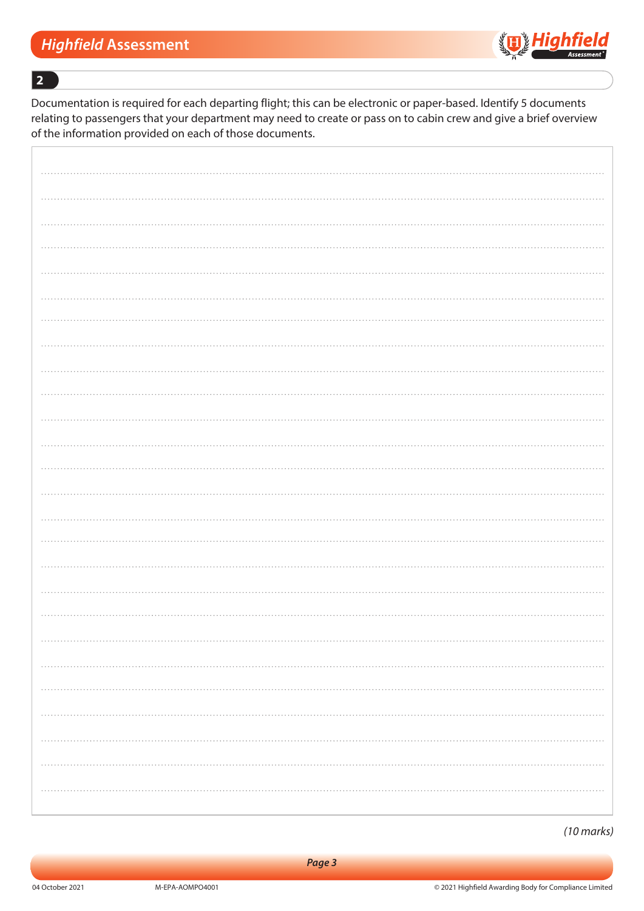## 2

Documentation is required for each departing flight; this can be electronic or paper-based. Identify 5 documents relating to passengers that your department may need to create or pass on to cabin crew and give a brief overview of the information provided on each of those documents.

*(10 marks)*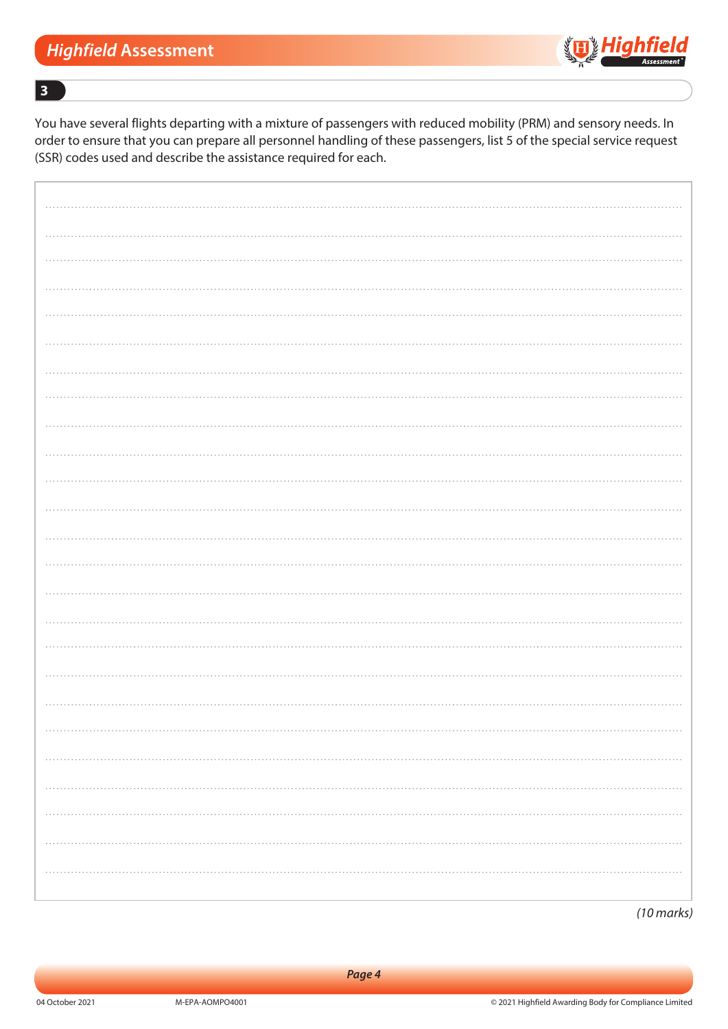**3**

You have several flights departing with a mixture of passengers with reduced mobility (PRM) and sensory needs. In order to ensure that you can prepare all personnel handling of these passengers, list 5 of the special service request (SSR) codes used and describe the assistance required for each.

*(10 marks)*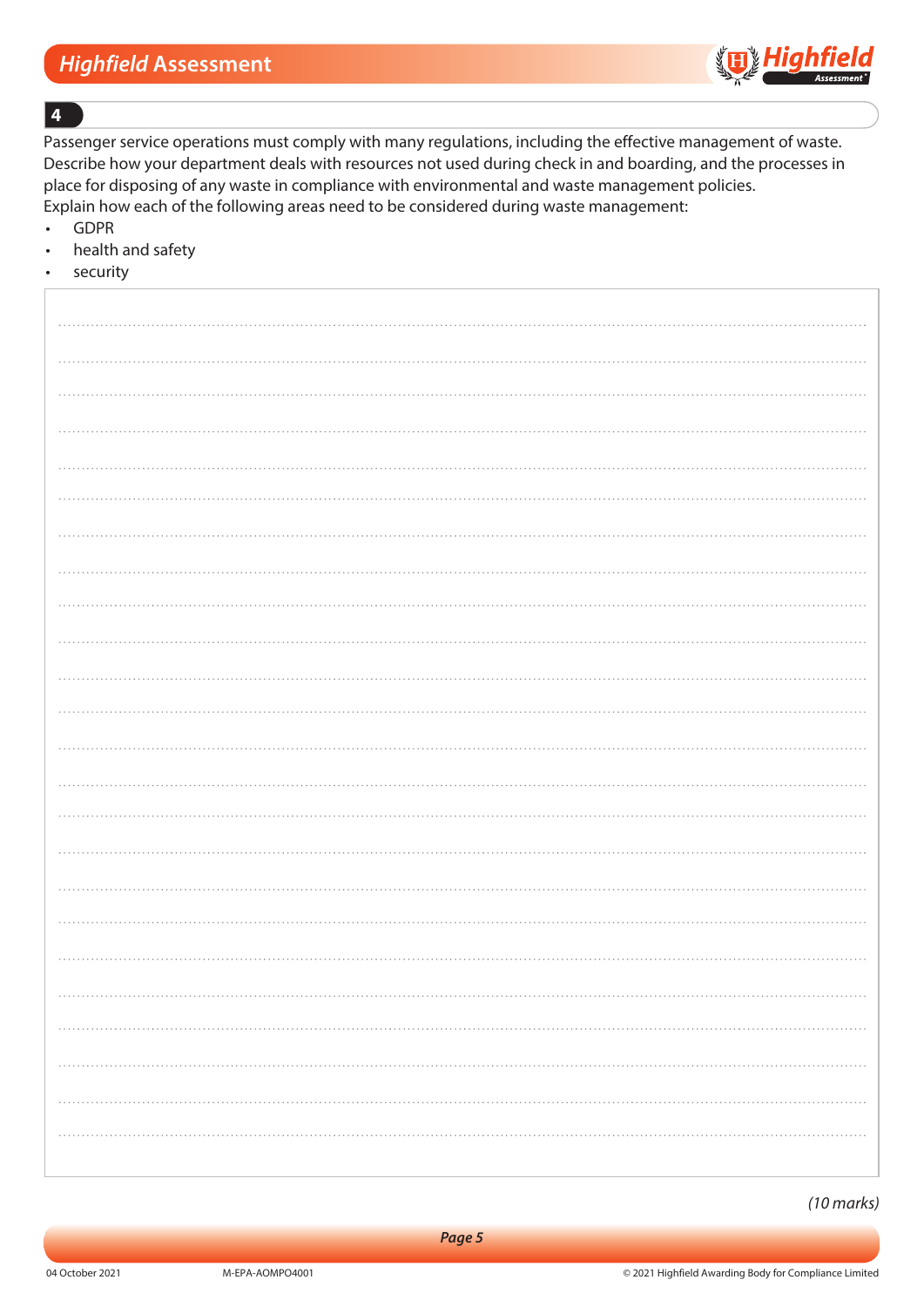## 4

Passenger service operations must comply with many regulations, including the effective management of waste. Describe how your department deals with resources not used during check in and boarding, and the processes in place for disposing of any waste in compliance with environmental and waste management policies.
Explain how each of the following areas need to be considered during waste management:

- GDPR
- health and safety
- security

*(10 marks)*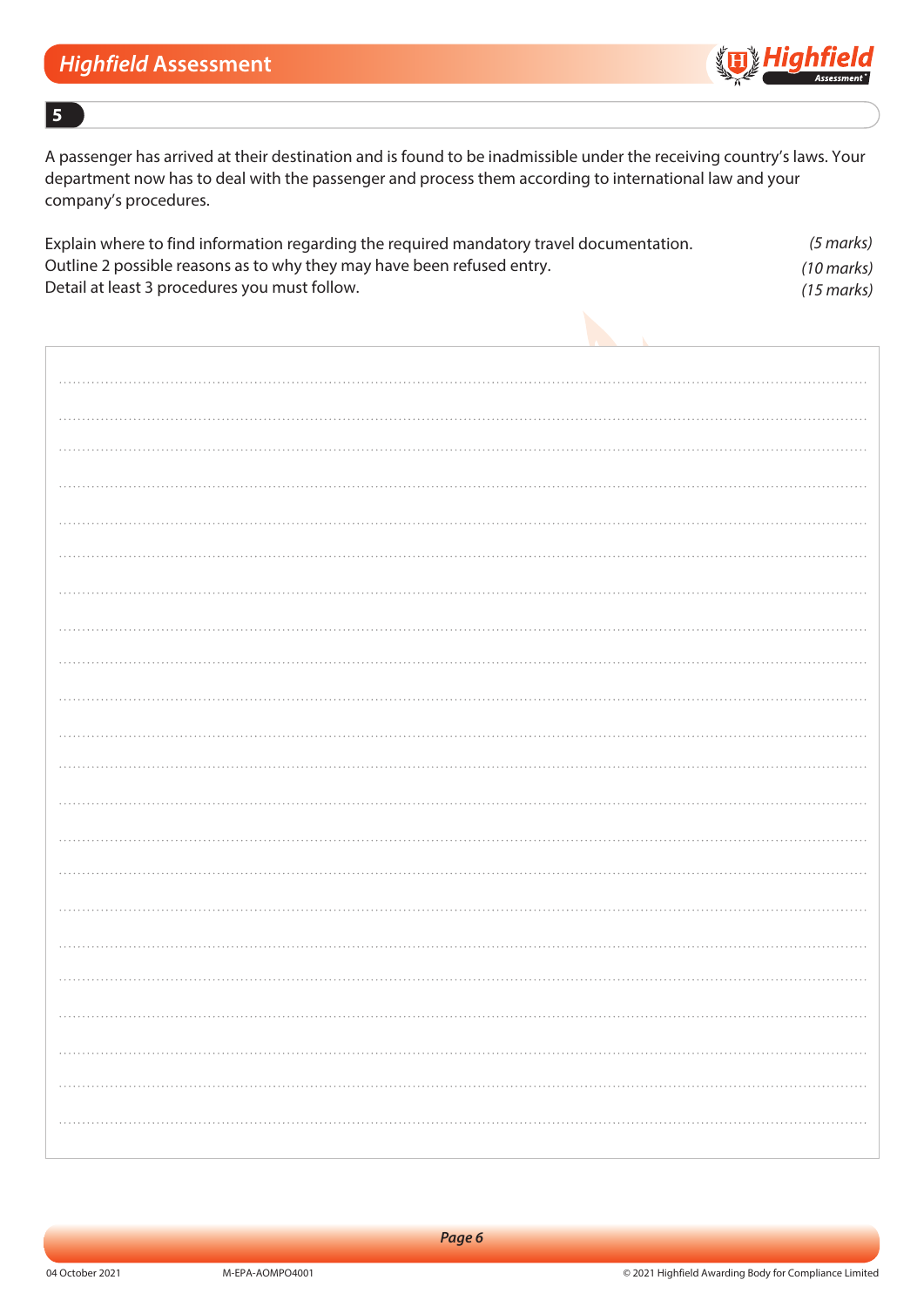## 5

A passenger has arrived at their destination and is found to be inadmissible under the receiving country's laws. Your department now has to deal with the passenger and process them according to international law and your company's procedures.

Explain where to find information regarding the required mandatory travel documentation. *(5 marks)*
Outline 2 possible reasons as to why they may have been refused entry. *(10 marks)*
Detail at least 3 procedures you must follow. *(15 marks)*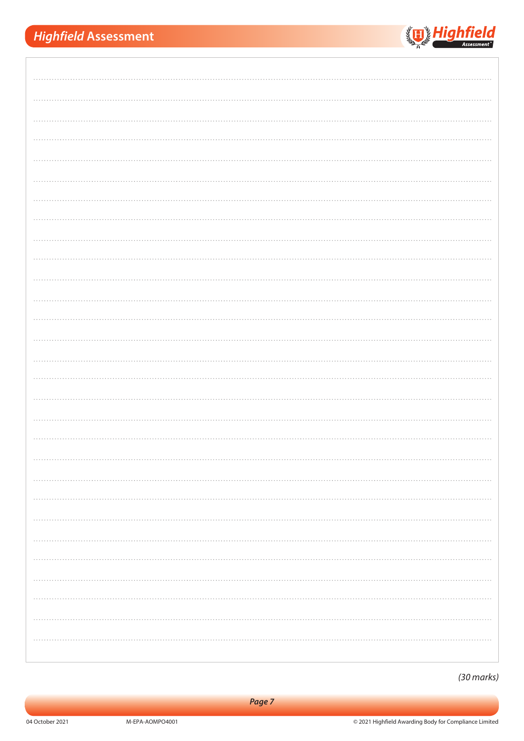*(30 marks)*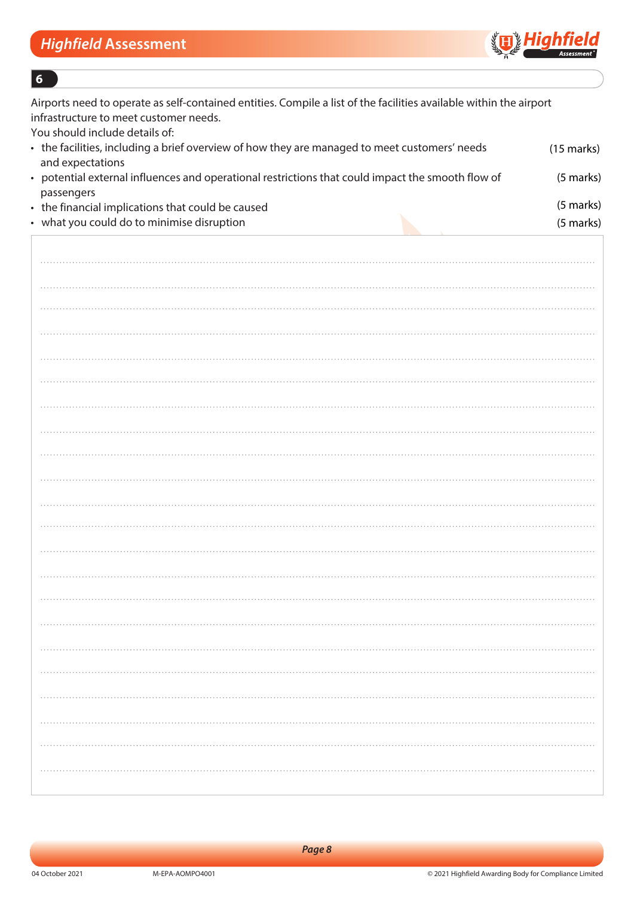## 6

Airports need to operate as self-contained entities. Compile a list of the facilities available within the airport infrastructure to meet customer needs.

You should include details of:

- the facilities, including a brief overview of how they are managed to meet customers' needs and expectations (15 marks)
- potential external influences and operational restrictions that could impact the smooth flow of passengers (5 marks)
- the financial implications that could be caused (5 marks)
- what you could do to minimise disruption (5 marks)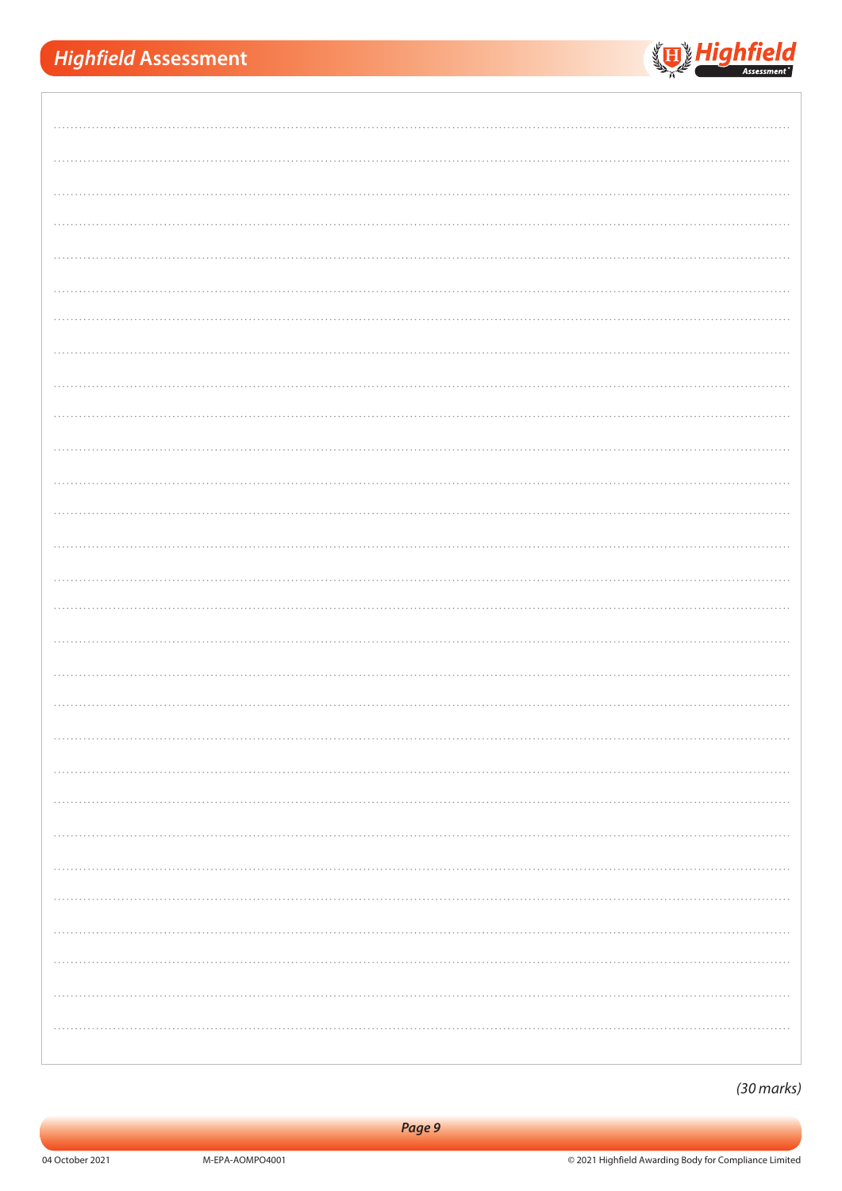*(30 marks)*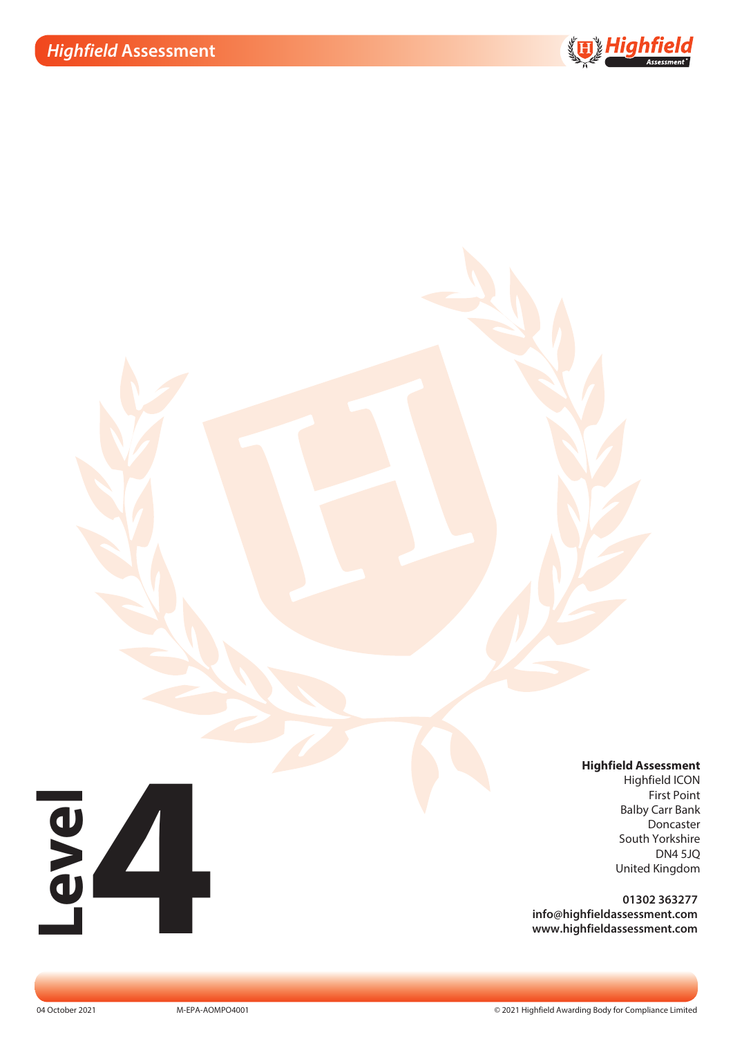Level 4

**Highfield Assessment**
Highfield ICON
First Point
Balby Carr Bank
Doncaster
South Yorkshire
DN4 5JQ
United Kingdom

**01302 363277**
**info@highfieldassessment.com**
**www.highfieldassessment.com**

04 October 2021 M-EPA-AOMPO4001 © 2021 Highfield Awarding Body for Compliance Limited